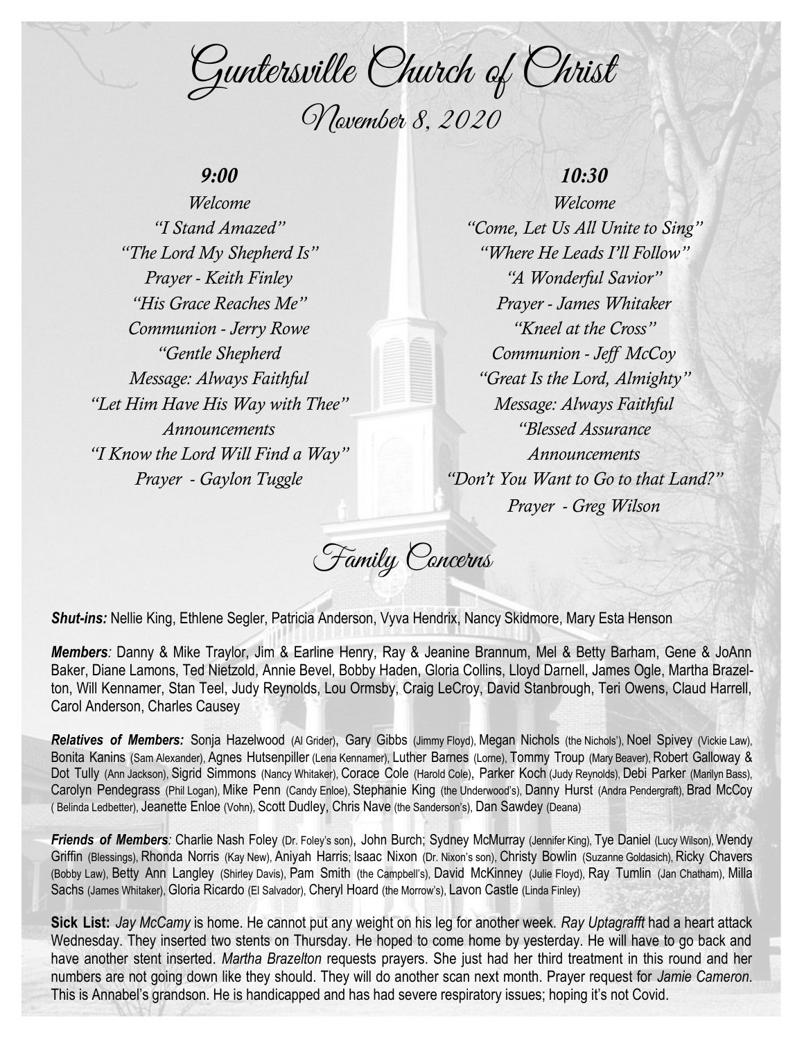#  Guntersville Church of Christ

## November 8, 2020

### *9:00*

*Welcome*
*"I Stand Amazed"*
*"The Lord My Shepherd Is"*
*Prayer - Keith Finley*
*"His Grace Reaches Me"*
*Communion - Jerry Rowe*
*"Gentle Shepherd*
*Message: Always Faithful*
*"Let Him Have His Way with Thee"*
*Announcements*
*"I Know the Lord Will Find a Way"*
*Prayer - Gaylon Tuggle*

### *10:30*

*Welcome*
*"Come, Let Us All Unite to Sing"*
*"Where He Leads I'll Follow"*
*"A Wonderful Savior"*
*Prayer - James Whitaker*
*"Kneel at the Cross"*
*Communion - Jeff McCoy*
*"Great Is the Lord, Almighty"*
*Message: Always Faithful*
*"Blessed Assurance*
*Announcements*
*"Don't You Want to Go to that Land?"*
*Prayer - Greg Wilson*

## Family Concerns

***Shut-ins:*** Nellie King, Ethlene Segler, Patricia Anderson, Vyva Hendrix, Nancy Skidmore, Mary Esta Henson

***Members**:* Danny & Mike Traylor, Jim & Earline Henry, Ray & Jeanine Brannum, Mel & Betty Barham, Gene & JoAnn Baker, Diane Lamons, Ted Nietzold, Annie Bevel, Bobby Haden, Gloria Collins, Lloyd Darnell, James Ogle, Martha Brazelton, Will Kennamer, Stan Teel, Judy Reynolds, Lou Ormsby, Craig LeCroy, David Stanbrough, Teri Owens, Claud Harrell, Carol Anderson, Charles Causey

***Relatives of Members:*** Sonja Hazelwood (Al Grider), Gary Gibbs (Jimmy Floyd), Megan Nichols (the Nichols'), Noel Spivey (Vickie Law), Bonita Kanins (Sam Alexander), Agnes Hutsenpiller (Lena Kennamer), Luther Barnes (Lorne), Tommy Troup (Mary Beaver), Robert Galloway & Dot Tully (Ann Jackson), Sigrid Simmons (Nancy Whitaker), Corace Cole (Harold Cole), Parker Koch (Judy Reynolds), Debi Parker (Marilyn Bass), Carolyn Pendegrass (Phil Logan), Mike Penn (Candy Enloe), Stephanie King (the Underwood's), Danny Hurst (Andra Pendergraft), Brad McCoy ( Belinda Ledbetter), Jeanette Enloe (Vohn), Scott Dudley, Chris Nave (the Sanderson's), Dan Sawdey (Deana)

***Friends of Members**:* Charlie Nash Foley (Dr. Foley's son), John Burch; Sydney McMurray (Jennifer King), Tye Daniel (Lucy Wilson), Wendy Griffin (Blessings), Rhonda Norris (Kay New), Aniyah Harris; Isaac Nixon (Dr. Nixon's son), Christy Bowlin (Suzanne Goldasich), Ricky Chavers (Bobby Law), Betty Ann Langley (Shirley Davis), Pam Smith (the Campbell's), David McKinney (Julie Floyd), Ray Tumlin (Jan Chatham), Milla Sachs (James Whitaker), Gloria Ricardo (El Salvador), Cheryl Hoard (the Morrow's), Lavon Castle (Linda Finley)

**Sick List:** *Jay McCamy* is home. He cannot put any weight on his leg for another week. *Ray Uptagrafft* had a heart attack Wednesday. They inserted two stents on Thursday. He hoped to come home by yesterday. He will have to go back and have another stent inserted. *Martha Brazelton* requests prayers. She just had her third treatment in this round and her numbers are not going down like they should. They will do another scan next month. Prayer request for *Jamie Cameron*. This is Annabel's grandson. He is handicapped and has had severe respiratory issues; hoping it's not Covid.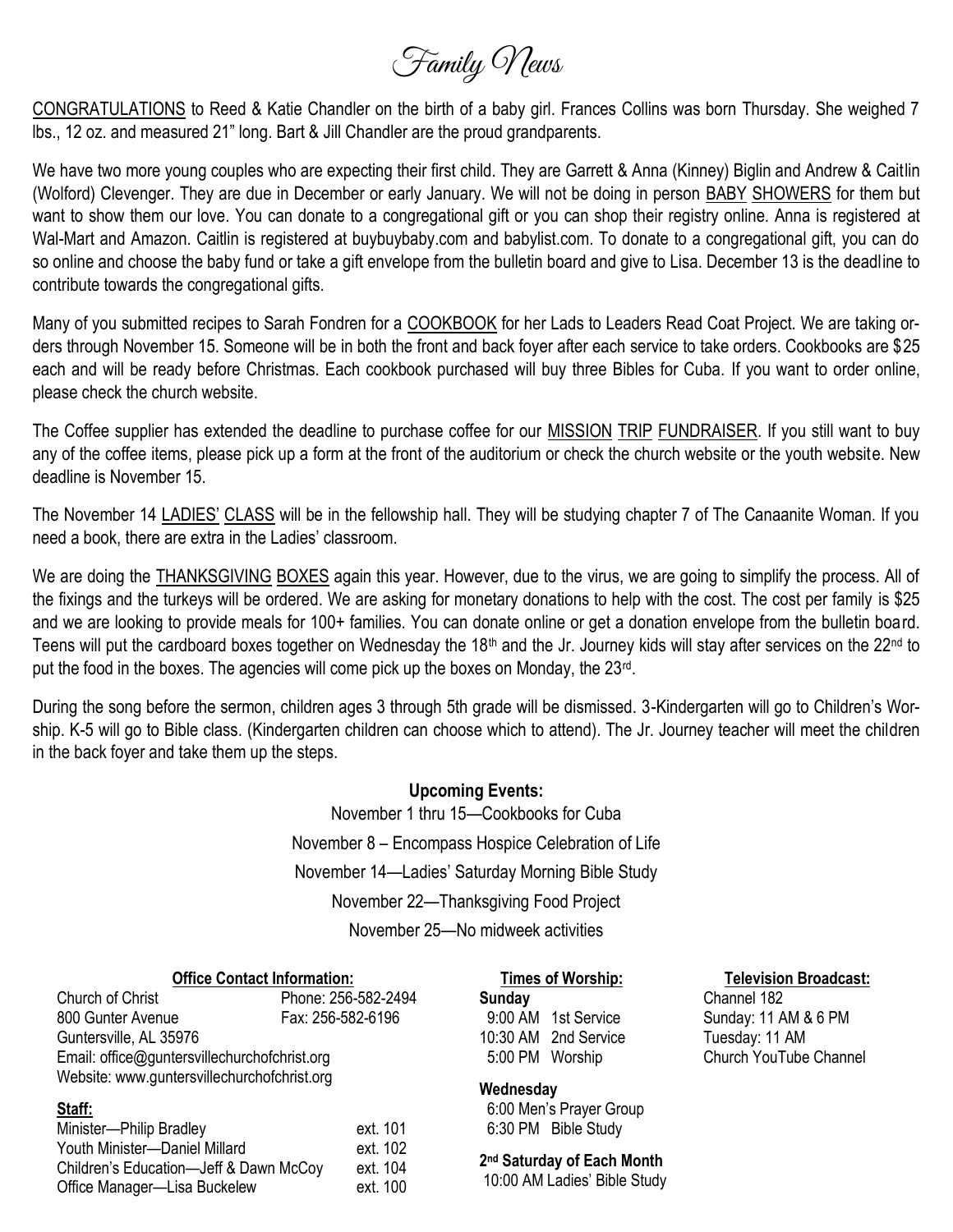# Family News

CONGRATULATIONS to Reed & Katie Chandler on the birth of a baby girl. Frances Collins was born Thursday. She weighed 7 lbs., 12 oz. and measured 21" long. Bart & Jill Chandler are the proud grandparents.

We have two more young couples who are expecting their first child. They are Garrett & Anna (Kinney) Biglin and Andrew & Caitlin (Wolford) Clevenger. They are due in December or early January. We will not be doing in person BABY SHOWERS for them but want to show them our love. You can donate to a congregational gift or you can shop their registry online. Anna is registered at Wal-Mart and Amazon. Caitlin is registered at buybuybaby.com and babylist.com. To donate to a congregational gift, you can do so online and choose the baby fund or take a gift envelope from the bulletin board and give to Lisa. December 13 is the deadline to contribute towards the congregational gifts.

Many of you submitted recipes to Sarah Fondren for a COOKBOOK for her Lads to Leaders Read Coat Project. We are taking orders through November 15. Someone will be in both the front and back foyer after each service to take orders. Cookbooks are $25 each and will be ready before Christmas. Each cookbook purchased will buy three Bibles for Cuba. If you want to order online, please check the church website.

The Coffee supplier has extended the deadline to purchase coffee for our MISSION TRIP FUNDRAISER. If you still want to buy any of the coffee items, please pick up a form at the front of the auditorium or check the church website or the youth website. New deadline is November 15.

The November 14 LADIES' CLASS will be in the fellowship hall. They will be studying chapter 7 of The Canaanite Woman. If you need a book, there are extra in the Ladies' classroom.

We are doing the THANKSGIVING BOXES again this year. However, due to the virus, we are going to simplify the process. All of the fixings and the turkeys will be ordered. We are asking for monetary donations to help with the cost. The cost per family is $25 and we are looking to provide meals for 100+ families. You can donate online or get a donation envelope from the bulletin board. Teens will put the cardboard boxes together on Wednesday the 18th and the Jr. Journey kids will stay after services on the 22nd to put the food in the boxes. The agencies will come pick up the boxes on Monday, the 23rd.

During the song before the sermon, children ages 3 through 5th grade will be dismissed. 3-Kindergarten will go to Children's Worship. K-5 will go to Bible class. (Kindergarten children can choose which to attend). The Jr. Journey teacher will meet the children in the back foyer and take them up the steps.

**Upcoming Events:**

November 1 thru 15—Cookbooks for Cuba

November 8 – Encompass Hospice Celebration of Life

November 14—Ladies' Saturday Morning Bible Study

November 22—Thanksgiving Food Project

November 25—No midweek activities

**Office Contact Information:**

Church of Christ — Phone: 256-582-2494
800 Gunter Avenue — Fax: 256-582-6196
Guntersville, AL 35976
Email: office@guntersvillechurchofchrist.org
Website: www.guntersvillechurchofchrist.org

**Staff:**

| | |
|---|---|
| Minister—Philip Bradley | ext. 101 |
| Youth Minister—Daniel Millard | ext. 102 |
| Children's Education—Jeff & Dawn McCoy | ext. 104 |
| Office Manager—Lisa Buckelew | ext. 100 |

**Times of Worship:**

**Sunday**
9:00 AM 1st Service
10:30 AM 2nd Service
5:00 PM Worship

**Wednesday**
6:00 Men's Prayer Group
6:30 PM Bible Study

**2nd Saturday of Each Month**
10:00 AM Ladies' Bible Study

**Television Broadcast:**

Channel 182
Sunday: 11 AM & 6 PM
Tuesday: 11 AM
Church YouTube Channel